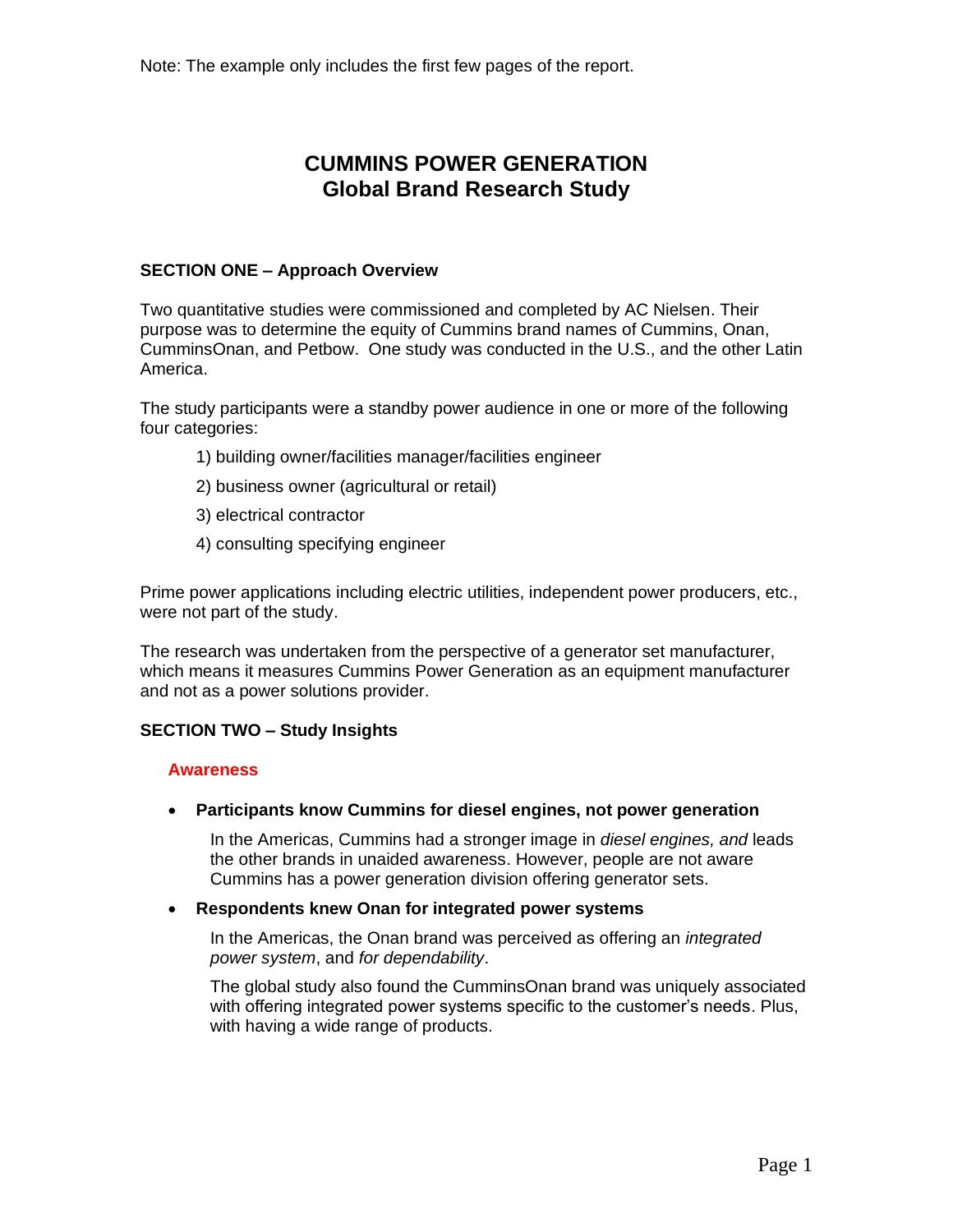Note: The example only includes the first few pages of the report.

# CUMMINS POWER GENERATION
# Global Brand Research Study

## SECTION ONE – Approach Overview

Two quantitative studies were commissioned and completed by AC Nielsen. Their purpose was to determine the equity of Cummins brand names of Cummins, Onan, CumminsOnan, and Petbow. One study was conducted in the U.S., and the other Latin America.

The study participants were a standby power audience in one or more of the following four categories:

1) building owner/facilities manager/facilities engineer

2) business owner (agricultural or retail)

3) electrical contractor

4) consulting specifying engineer

Prime power applications including electric utilities, independent power producers, etc., were not part of the study.

The research was undertaken from the perspective of a generator set manufacturer, which means it measures Cummins Power Generation as an equipment manufacturer and not as a power solutions provider.

## SECTION TWO – Study Insights

### Awareness

- **Participants know Cummins for diesel engines, not power generation**

  In the Americas, Cummins had a stronger image in *diesel engines, and* leads the other brands in unaided awareness. However, people are not aware Cummins has a power generation division offering generator sets.

- **Respondents knew Onan for integrated power systems**

  In the Americas, the Onan brand was perceived as offering an *integrated power system*, and *for dependability*.

  The global study also found the CumminsOnan brand was uniquely associated with offering integrated power systems specific to the customer's needs. Plus, with having a wide range of products.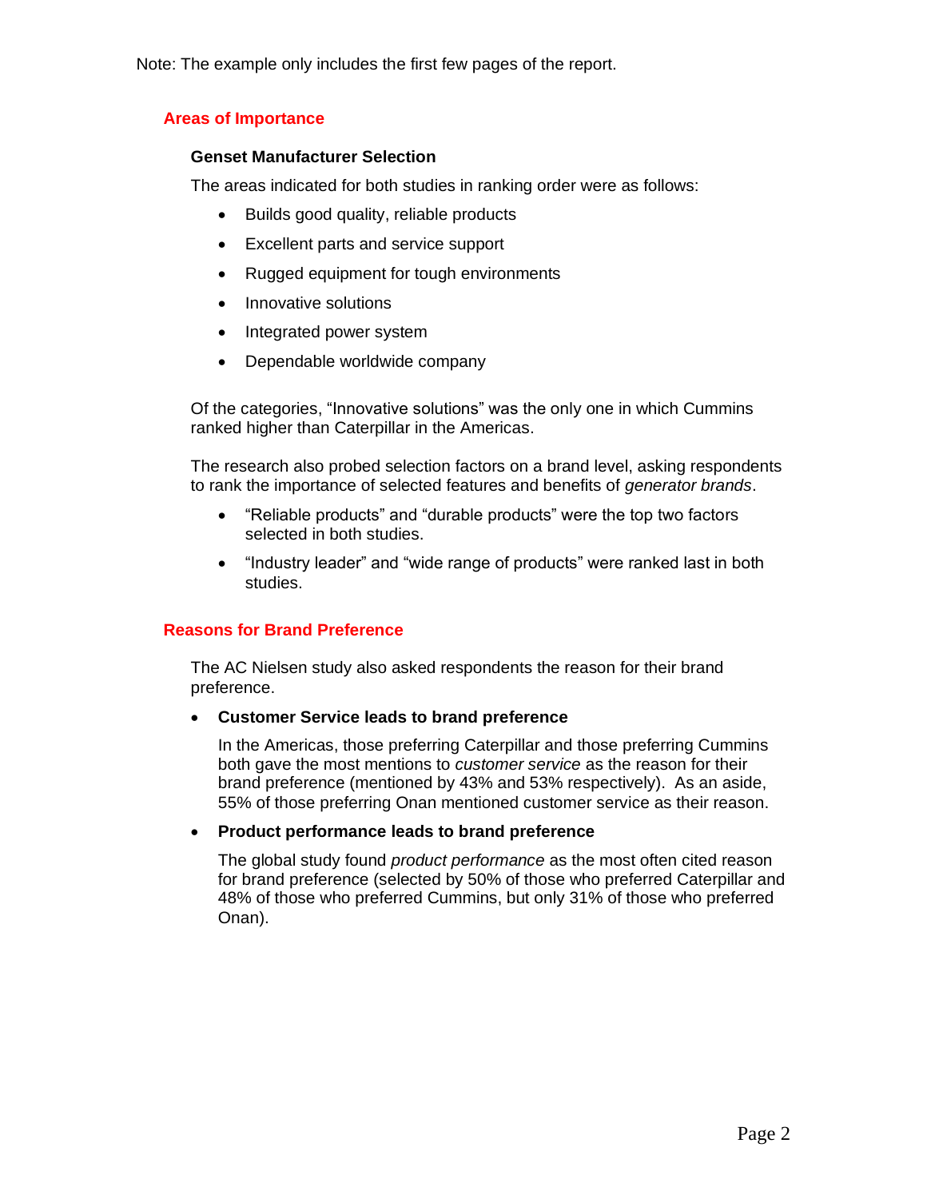Note: The example only includes the first few pages of the report.

## Areas of Importance

### Genset Manufacturer Selection

The areas indicated for both studies in ranking order were as follows:

- Builds good quality, reliable products
- Excellent parts and service support
- Rugged equipment for tough environments
- Innovative solutions
- Integrated power system
- Dependable worldwide company

Of the categories, “Innovative solutions” was the only one in which Cummins ranked higher than Caterpillar in the Americas.

The research also probed selection factors on a brand level, asking respondents to rank the importance of selected features and benefits of *generator brands*.

- “Reliable products” and “durable products” were the top two factors selected in both studies.
- “Industry leader” and “wide range of products” were ranked last in both studies.

## Reasons for Brand Preference

The AC Nielsen study also asked respondents the reason for their brand preference.

- **Customer Service leads to brand preference**

  In the Americas, those preferring Caterpillar and those preferring Cummins both gave the most mentions to *customer service* as the reason for their brand preference (mentioned by 43% and 53% respectively). As an aside, 55% of those preferring Onan mentioned customer service as their reason.

- **Product performance leads to brand preference**

  The global study found *product performance* as the most often cited reason for brand preference (selected by 50% of those who preferred Caterpillar and 48% of those who preferred Cummins, but only 31% of those who preferred Onan).